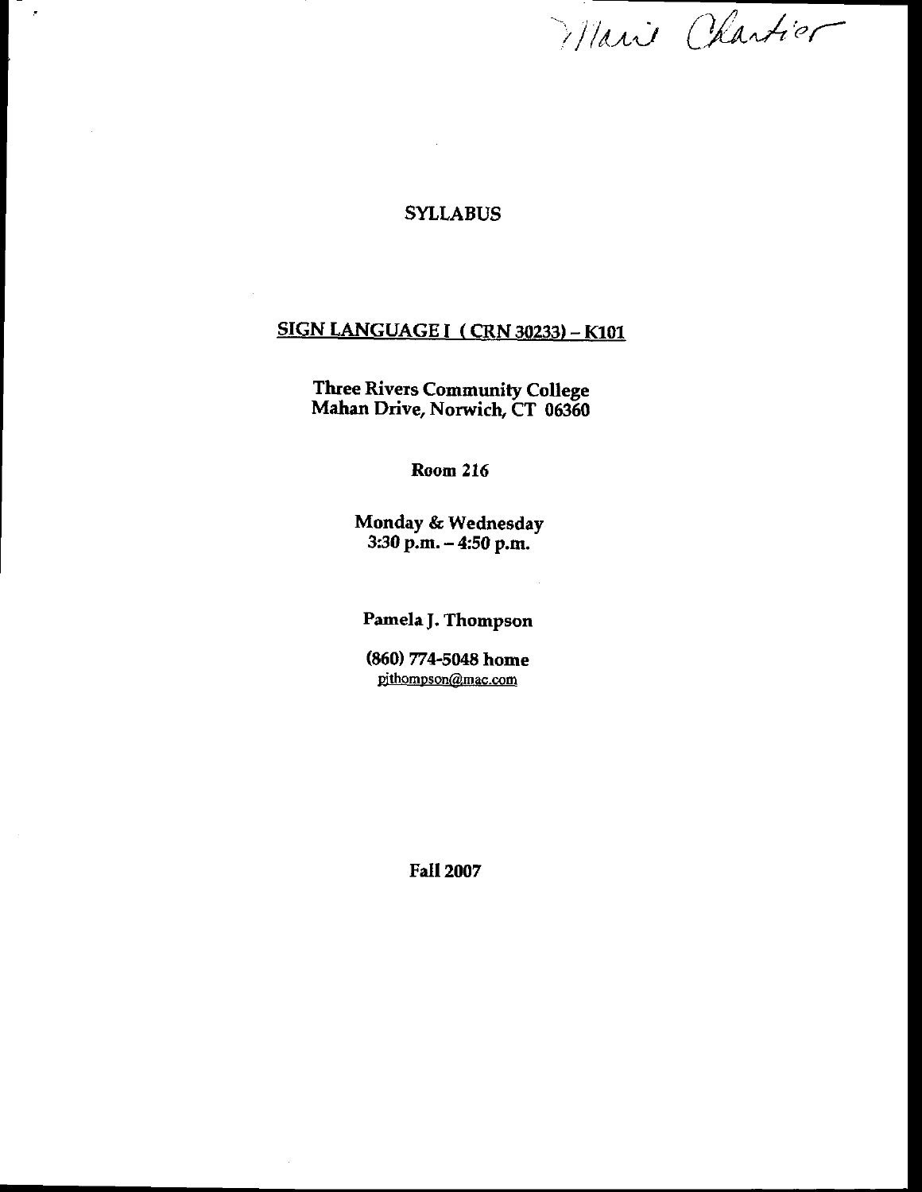Marie Chartier

# SYLLABUS

## SIGN LANGUAGE I ( CRN 30233) – K101

**Three Rivers Community College**
**Mahan Drive, Norwich, CT 06360**

**Room 216**

**Monday & Wednesday**
**3:30 p.m. – 4:50 p.m.**

**Pamela J. Thompson**

**(860) 774-5048 home**
pjthompson@mac.com

**Fall 2007**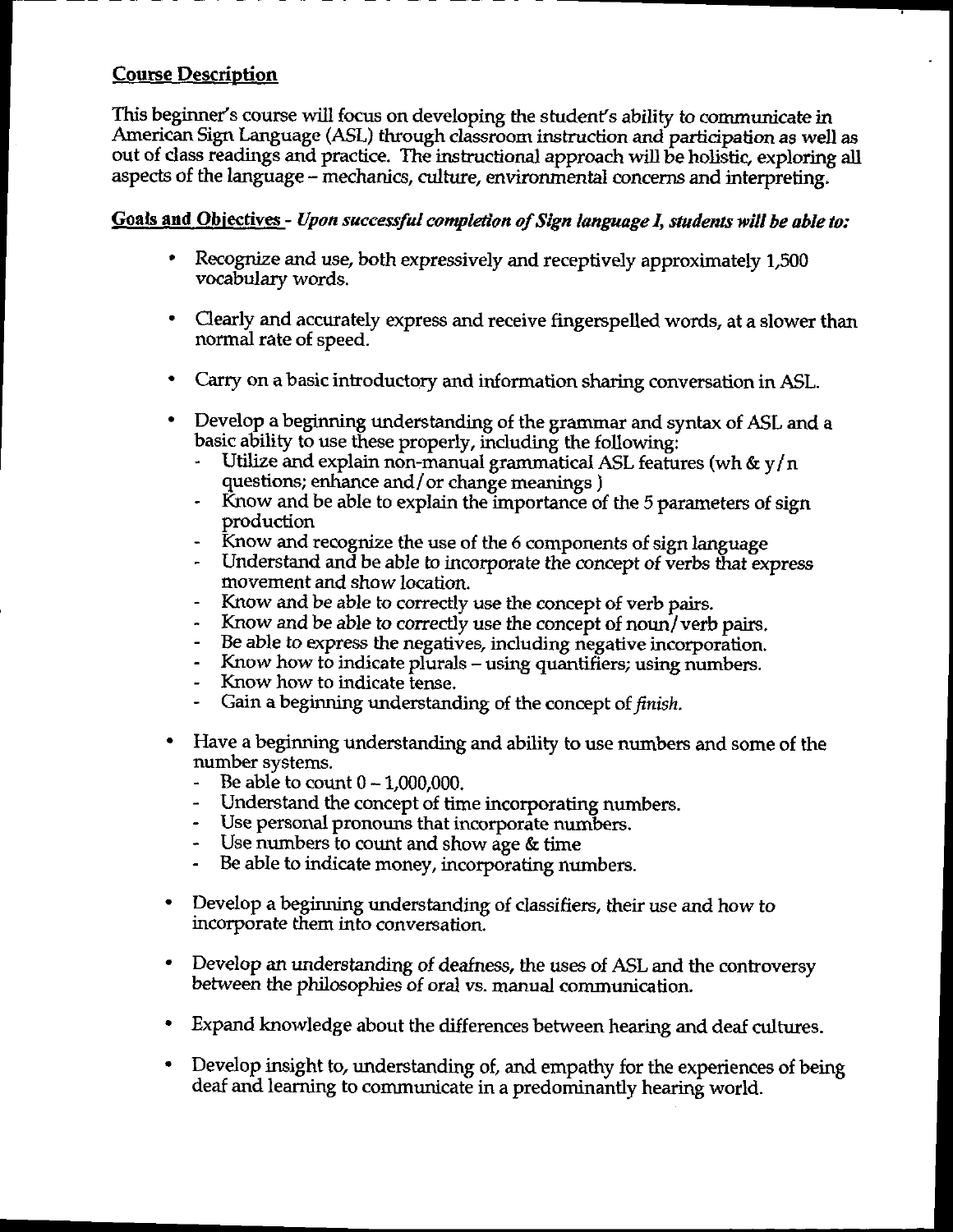## Course Description

This beginner's course will focus on developing the student's ability to communicate in American Sign Language (ASL) through classroom instruction and participation as well as out of class readings and practice. The instructional approach will be holistic, exploring all aspects of the language – mechanics, culture, environmental concerns and interpreting.

**Goals and Objectives** - ***Upon successful completion of Sign language I, students will be able to:***

- Recognize and use, both expressively and receptively approximately 1,500 vocabulary words.
- Clearly and accurately express and receive fingerspelled words, at a slower than normal rate of speed.
- Carry on a basic introductory and information sharing conversation in ASL.
- Develop a beginning understanding of the grammar and syntax of ASL and a basic ability to use these properly, including the following:
  - Utilize and explain non-manual grammatical ASL features (wh & y/n questions; enhance and/or change meanings )
  - Know and be able to explain the importance of the 5 parameters of sign production
  - Know and recognize the use of the 6 components of sign language
  - Understand and be able to incorporate the concept of verbs that express movement and show location.
  - Know and be able to correctly use the concept of verb pairs.
  - Know and be able to correctly use the concept of noun/verb pairs.
  - Be able to express the negatives, including negative incorporation.
  - Know how to indicate plurals – using quantifiers; using numbers.
  - Know how to indicate tense.
  - Gain a beginning understanding of the concept of *finish.*
- Have a beginning understanding and ability to use numbers and some of the number systems.
  - Be able to count 0 – 1,000,000.
  - Understand the concept of time incorporating numbers.
  - Use personal pronouns that incorporate numbers.
  - Use numbers to count and show age & time
  - Be able to indicate money, incorporating numbers.
- Develop a beginning understanding of classifiers, their use and how to incorporate them into conversation.
- Develop an understanding of deafness, the uses of ASL and the controversy between the philosophies of oral vs. manual communication.
- Expand knowledge about the differences between hearing and deaf cultures.
- Develop insight to, understanding of, and empathy for the experiences of being deaf and learning to communicate in a predominantly hearing world.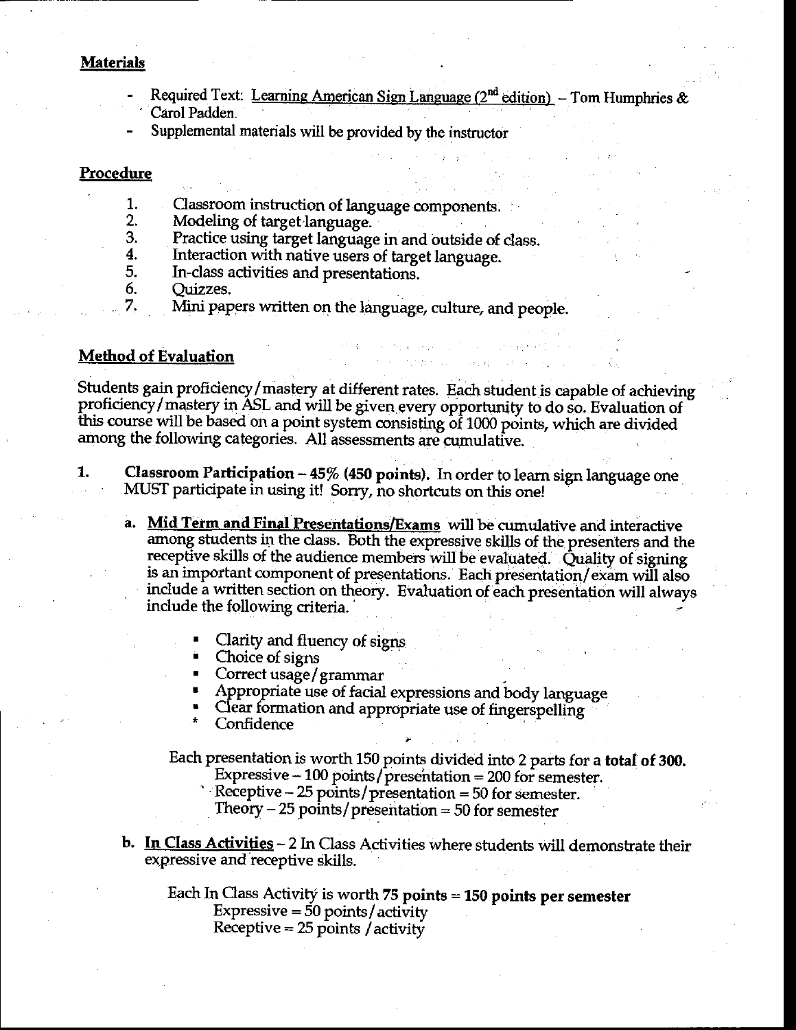## Materials

- Required Text: Learning American Sign Language (2nd edition) – Tom Humphries & Carol Padden.
- Supplemental materials will be provided by the instructor

## Procedure

1. Classroom instruction of language components.
2. Modeling of target language.
3. Practice using target language in and outside of class.
4. Interaction with native users of target language.
5. In-class activities and presentations.
6. Quizzes.
7. Mini papers written on the language, culture, and people.

## Method of Evaluation

Students gain proficiency/mastery at different rates. Each student is capable of achieving proficiency/mastery in ASL and will be given every opportunity to do so. Evaluation of this course will be based on a point system consisting of 1000 points, which are divided among the following categories. All assessments are cumulative.

1. **Classroom Participation – 45% (450 points).** In order to learn sign language one MUST participate in using it! Sorry, no shortcuts on this one!

   a. **Mid Term and Final Presentations/Exams** will be cumulative and interactive among students in the class. Both the expressive skills of the presenters and the receptive skills of the audience members will be evaluated. Quality of signing is an important component of presentations. Each presentation/exam will also include a written section on theory. Evaluation of each presentation will always include the following criteria.

      - Clarity and fluency of signs
      - Choice of signs
      - Correct usage/grammar
      - Appropriate use of facial expressions and body language
      - Clear formation and appropriate use of fingerspelling
      - Confidence

      Each presentation is worth 150 points divided into 2 parts for a **total of 300.**
      Expressive – 100 points/presentation = 200 for semester.
      Receptive – 25 points/presentation = 50 for semester.
      Theory – 25 points/presentation = 50 for semester

   b. **In Class Activities** – 2 In Class Activities where students will demonstrate their expressive and receptive skills.

      Each In Class Activity is worth **75 points = 150 points per semester**
      Expressive = 50 points/activity
      Receptive = 25 points /activity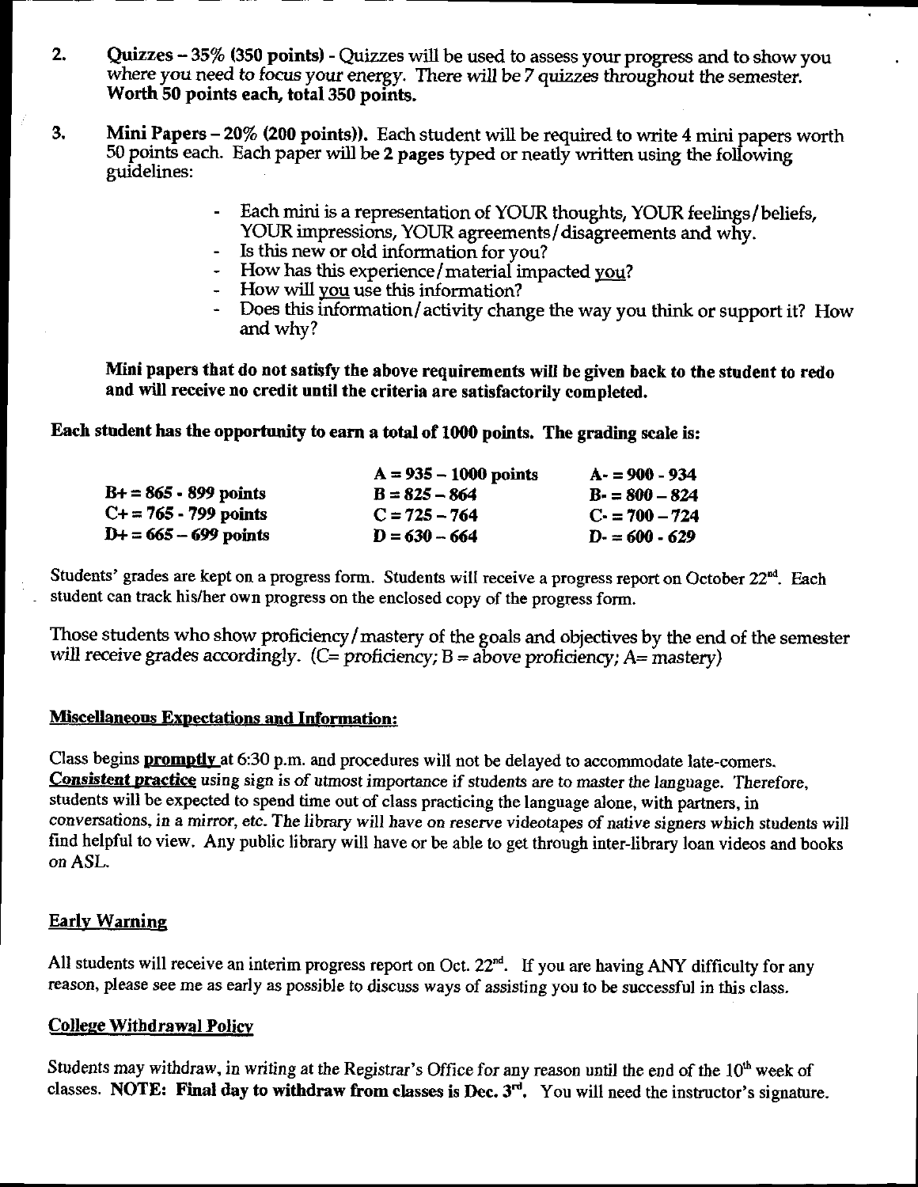2. **Quizzes – 35% (350 points)** - Quizzes will be used to assess your progress and to show you where you need to focus your energy. There will be 7 quizzes throughout the semester. **Worth 50 points each, total 350 points.**

3. **Mini Papers – 20% (200 points)).** Each student will be required to write 4 mini papers worth 50 points each. Each paper will be **2 pages** typed or neatly written using the following guidelines:

   - Each mini is a representation of YOUR thoughts, YOUR feelings/beliefs, YOUR impressions, YOUR agreements/disagreements and why.
   - Is this new or old information for you?
   - How has this experience/material impacted <u>you</u>?
   - How will <u>you</u> use this information?
   - Does this information/activity change the way you think or support it? How and why?

   **Mini papers that do not satisfy the above requirements will be given back to the student to redo and will receive no credit until the criteria are satisfactorily completed.**

**Each student has the opportunity to earn a total of 1000 points. The grading scale is:**

| | | |
|---|---|---|
| | **A = 935 – 1000 points** | **A- = 900 - 934** |
| **B+ = 865 - 899 points** | **B = 825 – 864** | **B- = 800 – 824** |
| **C+ = 765 - 799 points** | **C = 725 – 764** | **C- = 700 – 724** |
| **D+ = 665 – 699 points** | **D = 630 – 664** | **D- = 600 - 629** |

Students' grades are kept on a progress form. Students will receive a progress report on October 22nd. Each student can track his/her own progress on the enclosed copy of the progress form.

Those students who show proficiency/mastery of the goals and objectives by the end of the semester will receive grades accordingly. (*C= proficiency; B = above proficiency; A= mastery*)

## Miscellaneous Expectations and Information:

Class begins **<u>promptly</u>** at 6:30 p.m. and procedures will not be delayed to accommodate late-comers. ***<u>Consistent practice</u>*** *using sign is of utmost importance if students are to master the language. Therefore, students will be expected to spend time out of class practicing the language alone, with partners, in conversations, in a mirror, etc. The library will have on reserve videotapes of native signers which students will find helpful to view.* Any public library will have or be able to get through inter-library loan videos and books on ASL.

## Early Warning

All students will receive an interim progress report on Oct. 22nd. If you are having ANY difficulty for any reason, please see me as early as possible to discuss ways of assisting you to be successful in this class.

## College Withdrawal Policy

Students may withdraw, in writing at the Registrar's Office for any reason until the end of the 10th week of classes. **NOTE: Final day to withdraw from classes is Dec. 3rd.** You will need the instructor's signature.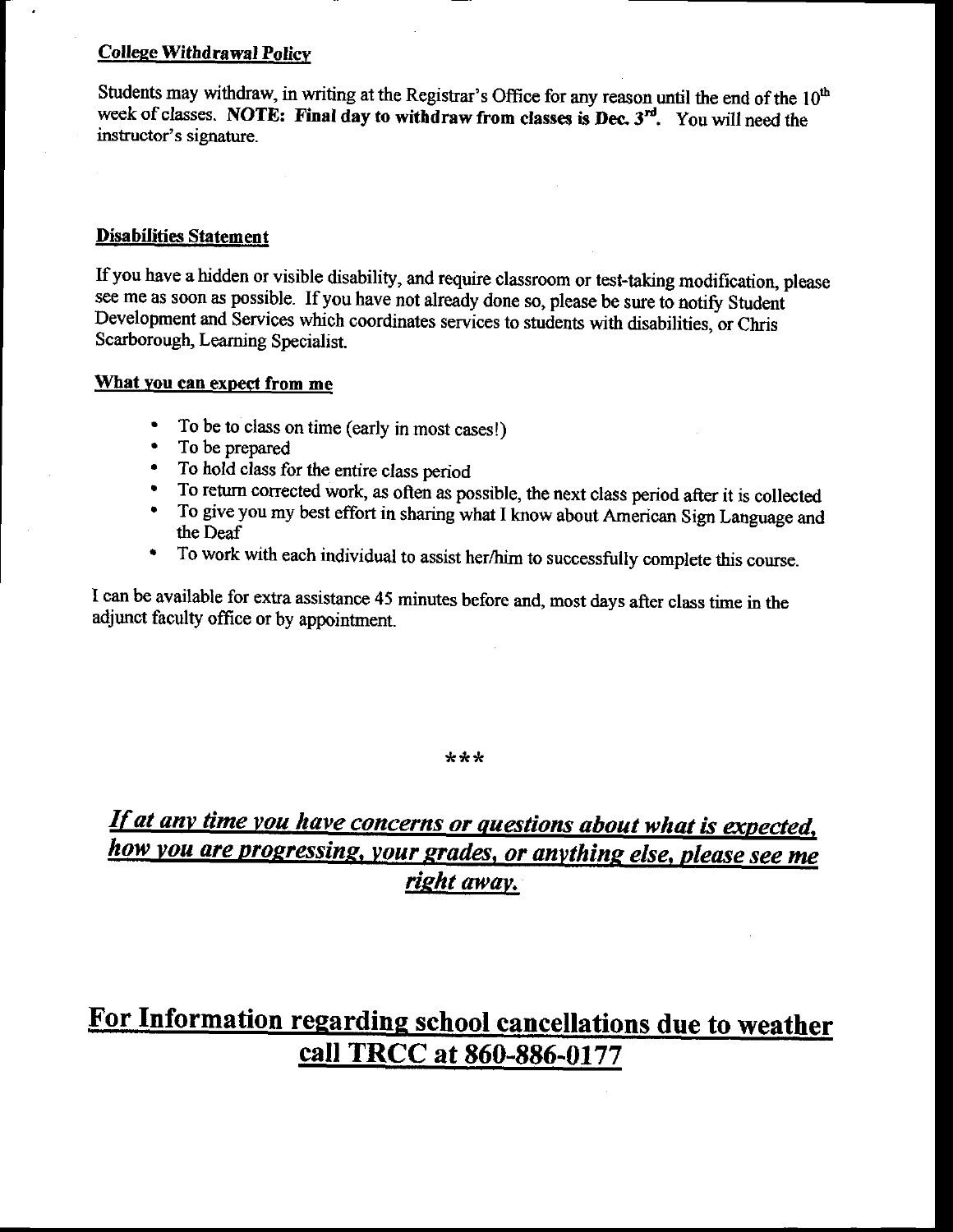**College Withdrawal Policy**

Students may withdraw, in writing at the Registrar's Office for any reason until the end of the 10th week of classes. **NOTE: Final day to withdraw from classes is Dec. 3rd.** You will need the instructor's signature.

**Disabilities Statement**

If you have a hidden or visible disability, and require classroom or test-taking modification, please see me as soon as possible. If you have not already done so, please be sure to notify Student Development and Services which coordinates services to students with disabilities, or Chris Scarborough, Learning Specialist.

**What you can expect from me**

- To be to class on time (early in most cases!)
- To be prepared
- To hold class for the entire class period
- To return corrected work, as often as possible, the next class period after it is collected
- To give you my best effort in sharing what I know about American Sign Language and the Deaf
- To work with each individual to assist her/him to successfully complete this course.

I can be available for extra assistance 45 minutes before and, most days after class time in the adjunct faculty office or by appointment.

***

***If at any time you have concerns or questions about what is expected, how you are progressing, your grades, or anything else, please see me right away.***

## For Information regarding school cancellations due to weather call TRCC at 860-886-0177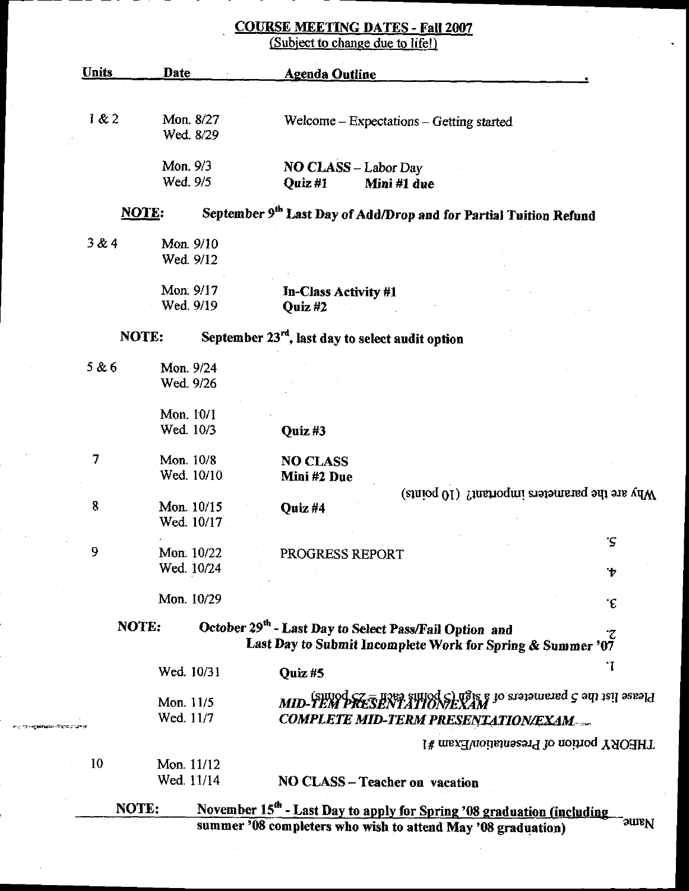## COURSE MEETING DATES - Fall 2007

(Subject to change due to life!)

| Units | Date | Agenda Outline |
|---|---|---|
| 1 & 2 | Mon. 8/27 | Welcome – Expectations – Getting started |
| | Wed. 8/29 | |
| | Mon. 9/3 | **NO CLASS** – Labor Day |
| | Wed. 9/5 | **Quiz #1** **Mini #1 due** |
| **NOTE:** | | **September 9th Last Day of Add/Drop and for Partial Tuition Refund** |
| 3 & 4 | Mon. 9/10 | |
| | Wed. 9/12 | |
| | Mon. 9/17 | **In-Class Activity #1** |
| | Wed. 9/19 | **Quiz #2** |
| **NOTE:** | | **September 23rd, last day to select audit option** |
| 5 & 6 | Mon. 9/24 | |
| | Wed. 9/26 | |
| | Mon. 10/1 | |
| | Wed. 10/3 | **Quiz #3** |
| 7 | Mon. 10/8 | **NO CLASS** |
| | Wed. 10/10 | **Mini #2 Due** |
| 8 | Mon. 10/15 | **Quiz #4** |
| | Wed. 10/17 | |
| 9 | Mon. 10/22 | PROGRESS REPORT |
| | Wed. 10/24 | |
| | Mon. 10/29 | |
| **NOTE:** | | **October 29th - Last Day to Select Pass/Fail Option and Last Day to Submit Incomplete Work for Spring & Summer '07** |
| | Wed. 10/31 | **Quiz #5** |
| | Mon. 11/5 | ***MID-TERM PRESENTATION/EXAM*** |
| | Wed. 11/7 | ***COMPLETE MID-TERM PRESENTATION/EXAM*** |
| 10 | Mon. 11/12 | |
| | Wed. 11/14 | **NO CLASS – Teacher on vacation** |
| **NOTE:** | | **November 15th - Last Day to apply for Spring '08 graduation (including summer '08 completers who wish to attend May '08 graduation)** |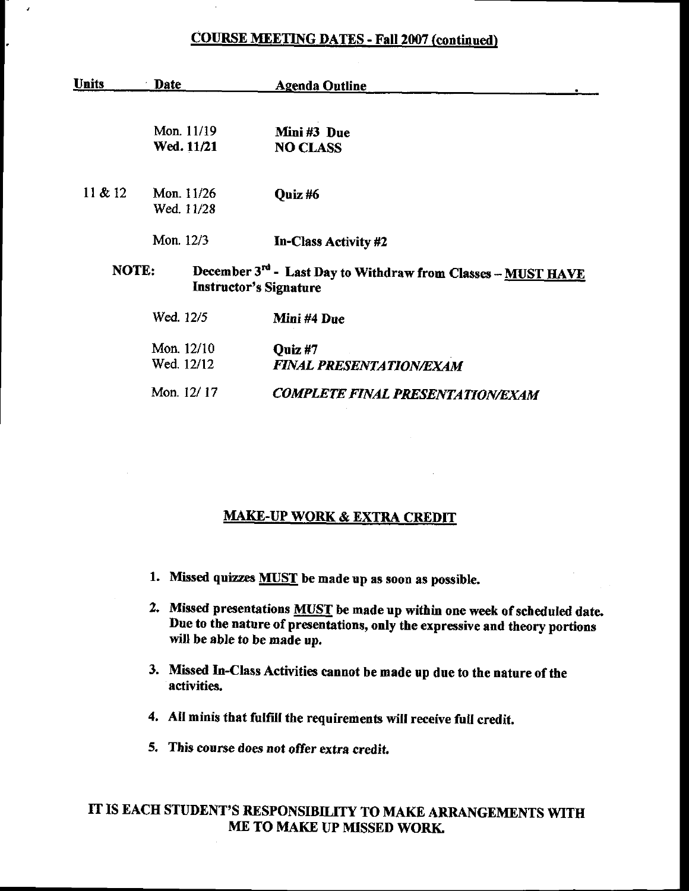## COURSE MEETING DATES - Fall 2007 (continued)

| Units | Date | Agenda Outline |
|---|---|---|
| | Mon. 11/19 | **Mini #3 Due** |
| | **Wed. 11/21** | **NO CLASS** |
| 11 & 12 | Mon. 11/26 | **Quiz #6** |
| | Wed. 11/28 | |
| | Mon. 12/3 | **In-Class Activity #2** |

**NOTE:** **December 3rd - Last Day to Withdraw from Classes – MUST HAVE Instructor's Signature**

| Units | Date | Agenda Outline |
|---|---|---|
| | Wed. 12/5 | **Mini #4 Due** |
| | Mon. 12/10 | **Quiz #7** |
| | Wed. 12/12 | ***FINAL PRESENTATION/EXAM*** |
| | Mon. 12/17 | ***COMPLETE FINAL PRESENTATION/EXAM*** |

## MAKE-UP WORK & EXTRA CREDIT

1. **Missed quizzes MUST be made up as soon as possible.**
2. **Missed presentations MUST be made up within one week of scheduled date. Due to the nature of presentations, only the expressive and theory portions will be able to be made up.**
3. **Missed In-Class Activities cannot be made up due to the nature of the activities.**
4. **All minis that fulfill the requirements will receive full credit.**
5. **This course does not offer extra credit.**

**IT IS EACH STUDENT'S RESPONSIBILITY TO MAKE ARRANGEMENTS WITH ME TO MAKE UP MISSED WORK.**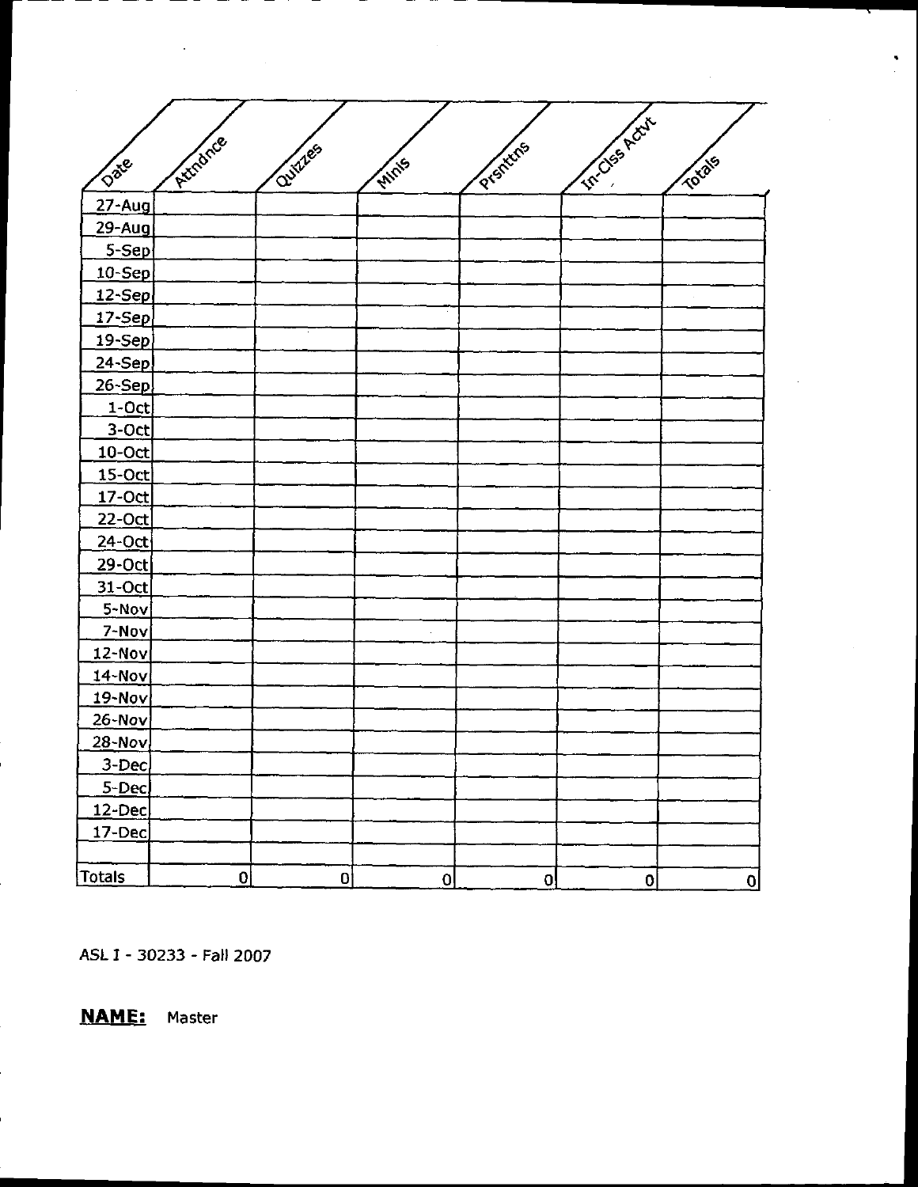| Date | Attndnce | Quizzes | Minis | Prsnttns | In-Clss Actvt | Totals |
|---|---|---|---|---|---|---|
| 27-Aug | | | | | | |
| 29-Aug | | | | | | |
| 5-Sep | | | | | | |
| 10-Sep | | | | | | |
| 12-Sep | | | | | | |
| 17-Sep | | | | | | |
| 19-Sep | | | | | | |
| 24-Sep | | | | | | |
| 26-Sep | | | | | | |
| 1-Oct | | | | | | |
| 3-Oct | | | | | | |
| 10-Oct | | | | | | |
| 15-Oct | | | | | | |
| 17-Oct | | | | | | |
| 22-Oct | | | | | | |
| 24-Oct | | | | | | |
| 29-Oct | | | | | | |
| 31-Oct | | | | | | |
| 5-Nov | | | | | | |
| 7-Nov | | | | | | |
| 12-Nov | | | | | | |
| 14-Nov | | | | | | |
| 19-Nov | | | | | | |
| 26-Nov | | | | | | |
| 28-Nov | | | | | | |
| 3-Dec | | | | | | |
| 5-Dec | | | | | | |
| 12-Dec | | | | | | |
| 17-Dec | | | | | | |
| | | | | | | |
| Totals | 0 | 0 | 0 | 0 | 0 | 0 |

ASL I - 30233 - Fall 2007

**NAME:** Master